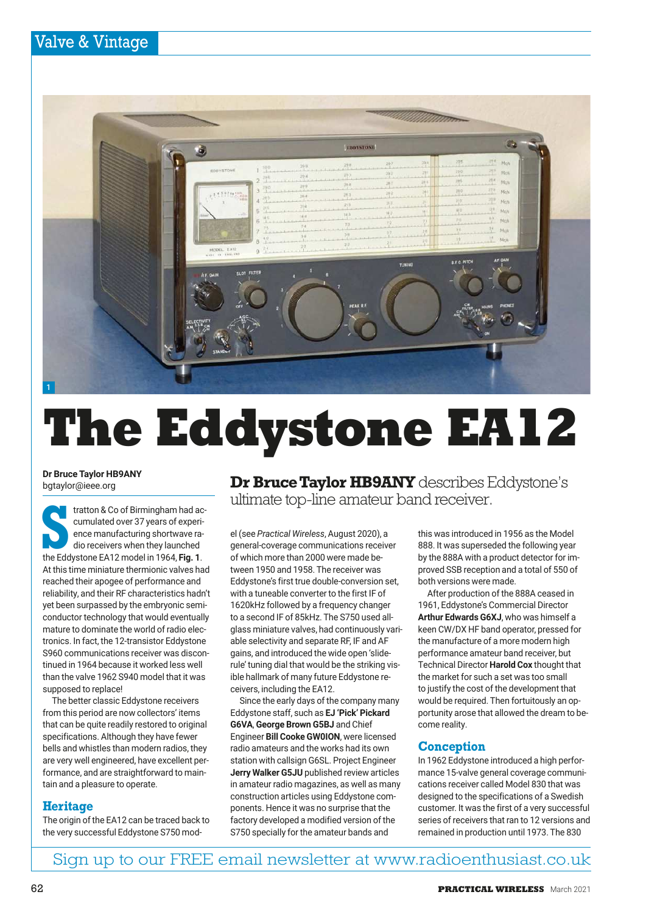# The Eddystone EA12

**Dr Bruce Taylor HB9ANY**
bgtaylor@ieee.org

**Dr Bruce Taylor HB9ANY** describes Eddystone's ultimate top-line amateur band receiver.

Stratton & Co of Birmingham had accumulated over 37 years of experience manufacturing shortwave radio receivers when they launched the Eddystone EA12 model in 1964, **Fig. 1**. At this time miniature thermionic valves had reached their apogee of performance and reliability, and their RF characteristics hadn't yet been surpassed by the embryonic semiconductor technology that would eventually mature to dominate the world of radio electronics. In fact, the 12-transistor Eddystone S960 communications receiver was discontinued in 1964 because it worked less well than the valve 1962 S940 model that it was supposed to replace!

The better classic Eddystone receivers from this period are now collectors' items that can be quite readily restored to original specifications. Although they have fewer bells and whistles than modern radios, they are very well engineered, have excellent performance, and are straightforward to maintain and a pleasure to operate.

## Heritage

The origin of the EA12 can be traced back to the very successful Eddystone S750 model (see *Practical Wireless*, August 2020), a general-coverage communications receiver of which more than 2000 were made between 1950 and 1958. The receiver was Eddystone's first true double-conversion set, with a tuneable converter to the first IF of 1620kHz followed by a frequency changer to a second IF of 85kHz. The S750 used all-glass miniature valves, had continuously variable selectivity and separate RF, IF and AF gains, and introduced the wide open 'slide-rule' tuning dial that would be the striking visible hallmark of many future Eddystone receivers, including the EA12.

Since the early days of the company many Eddystone staff, such as **EJ 'Pick' Pickard G6VA**, **George Brown G5BJ** and Chief Engineer **Bill Cooke GW0ION**, were licensed radio amateurs and the works had its own station with callsign G6SL. Project Engineer **Jerry Walker G5JU** published review articles in amateur radio magazines, as well as many construction articles using Eddystone components. Hence it was no surprise that the factory developed a modified version of the S750 specially for the amateur bands and this was introduced in 1956 as the Model 888. It was superseded the following year by the 888A with a product detector for improved SSB reception and a total of 550 of both versions were made.

After production of the 888A ceased in 1961, Eddystone's Commercial Director **Arthur Edwards G6XJ**, who was himself a keen CW/DX HF band operator, pressed for the manufacture of a more modern high performance amateur band receiver, but Technical Director **Harold Cox** thought that the market for such a set was too small to justify the cost of the development that would be required. Then fortuitously an opportunity arose that allowed the dream to become reality.

## Conception

In 1962 Eddystone introduced a high performance 15-valve general coverage communications receiver called Model 830 that was designed to the specifications of a Swedish customer. It was the first of a very successful series of receivers that ran to 12 versions and remained in production until 1973. The 830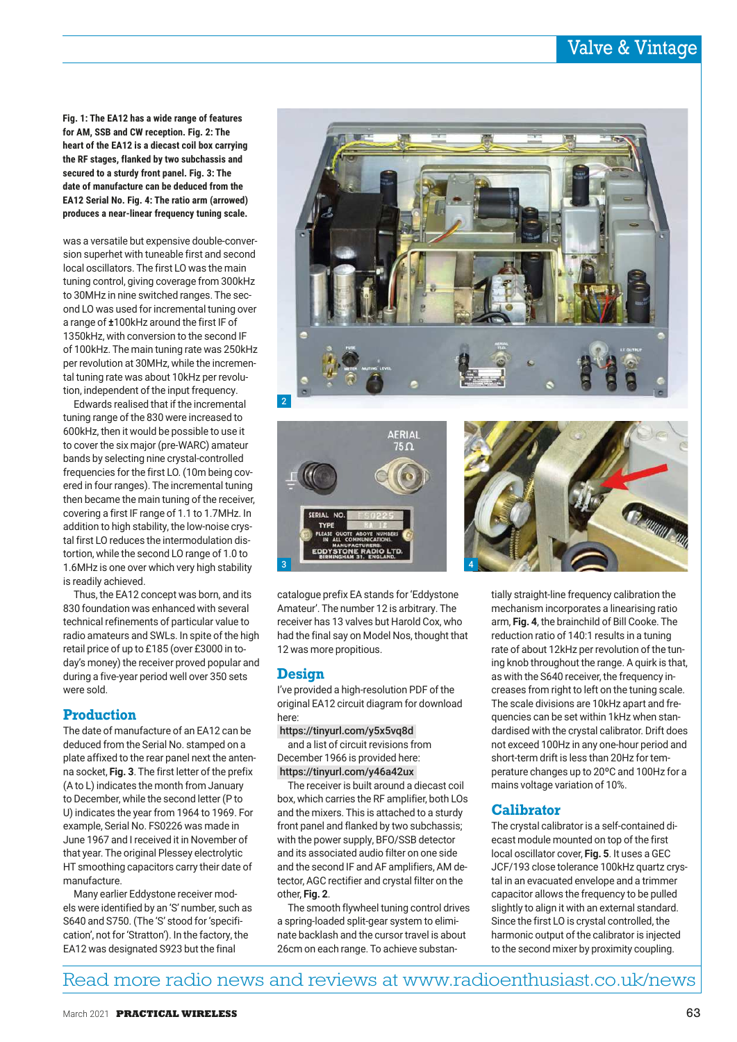**Fig. 1: The EA12 has a wide range of features for AM, SSB and CW reception. Fig. 2: The heart of the EA12 is a diecast coil box carrying the RF stages, flanked by two subchassis and secured to a sturdy front panel. Fig. 3: The date of manufacture can be deduced from the EA12 Serial No. Fig. 4: The ratio arm (arrowed) produces a near-linear frequency tuning scale.**

was a versatile but expensive double-conversion superhet with tuneable first and second local oscillators. The first LO was the main tuning control, giving coverage from 300kHz to 30MHz in nine switched ranges. The second LO was used for incremental tuning over a range of ±100kHz around the first IF of 1350kHz, with conversion to the second IF of 100kHz. The main tuning rate was 250kHz per revolution at 30MHz, while the incremental tuning rate was about 10kHz per revolution, independent of the input frequency.

Edwards realised that if the incremental tuning range of the 830 were increased to 600kHz, then it would be possible to use it to cover the six major (pre-WARC) amateur bands by selecting nine crystal-controlled frequencies for the first LO. (10m being covered in four ranges). The incremental tuning then became the main tuning of the receiver, covering a first IF range of 1.1 to 1.7MHz. In addition to high stability, the low-noise crystal first LO reduces the intermodulation distortion, while the second LO range of 1.0 to 1.6MHz is one over which very high stability is readily achieved.

Thus, the EA12 concept was born, and its 830 foundation was enhanced with several technical refinements of particular value to radio amateurs and SWLs. In spite of the high retail price of up to £185 (over £3000 in today's money) the receiver proved popular and during a five-year period well over 350 sets were sold.

## Production

The date of manufacture of an EA12 can be deduced from the Serial No. stamped on a plate affixed to the rear panel next the antenna socket, **Fig. 3**. The first letter of the prefix (A to L) indicates the month from January to December, while the second letter (P to U) indicates the year from 1964 to 1969. For example, Serial No. FS0226 was made in June 1967 and I received it in November of that year. The original Plessey electrolytic HT smoothing capacitors carry their date of manufacture.

Many earlier Eddystone receiver models were identified by an 'S' number, such as S640 and S750. (The 'S' stood for 'specification', not for 'Stratton'). In the factory, the EA12 was designated S923 but the final catalogue prefix EA stands for 'Eddystone Amateur'. The number 12 is arbitrary. The receiver has 13 valves but Harold Cox, who had the final say on Model Nos, thought that 12 was more propitious.

## Design

I've provided a high-resolution PDF of the original EA12 circuit diagram for download here:

https://tinyurl.com/y5x5vq8d

and a list of circuit revisions from December 1966 is provided here:

https://tinyurl.com/y46a42ux

The receiver is built around a diecast coil box, which carries the RF amplifier, both LOs and the mixers. This is attached to a sturdy front panel and flanked by two subchassis; with the power supply, BFO/SSB detector and its associated audio filter on one side and the second IF and AF amplifiers, AM detector, AGC rectifier and crystal filter on the other, **Fig. 2**.

The smooth flywheel tuning control drives a spring-loaded split-gear system to eliminate backlash and the cursor travel is about 26cm on each range. To achieve substantially straight-line frequency calibration the mechanism incorporates a linearising ratio arm, **Fig. 4**, the brainchild of Bill Cooke. The reduction ratio of 140:1 results in a tuning rate of about 12kHz per revolution of the tuning knob throughout the range. A quirk is that, as with the S640 receiver, the frequency increases from right to left on the tuning scale. The scale divisions are 10kHz apart and frequencies can be set within 1kHz when standardised with the crystal calibrator. Drift does not exceed 100Hz in any one-hour period and short-term drift is less than 20Hz for temperature changes up to 20°C and 100Hz for a mains voltage variation of 10%.

## Calibrator

The crystal calibrator is a self-contained diecast module mounted on top of the first local oscillator cover, **Fig. 5**. It uses a GEC JCF/193 close tolerance 100kHz quartz crystal in an evacuated envelope and a trimmer capacitor allows the frequency to be pulled slightly to align it with an external standard. Since the first LO is crystal controlled, the harmonic output of the calibrator is injected to the second mixer by proximity coupling.

Read more radio news and reviews at www.radioenthusiast.co.uk/news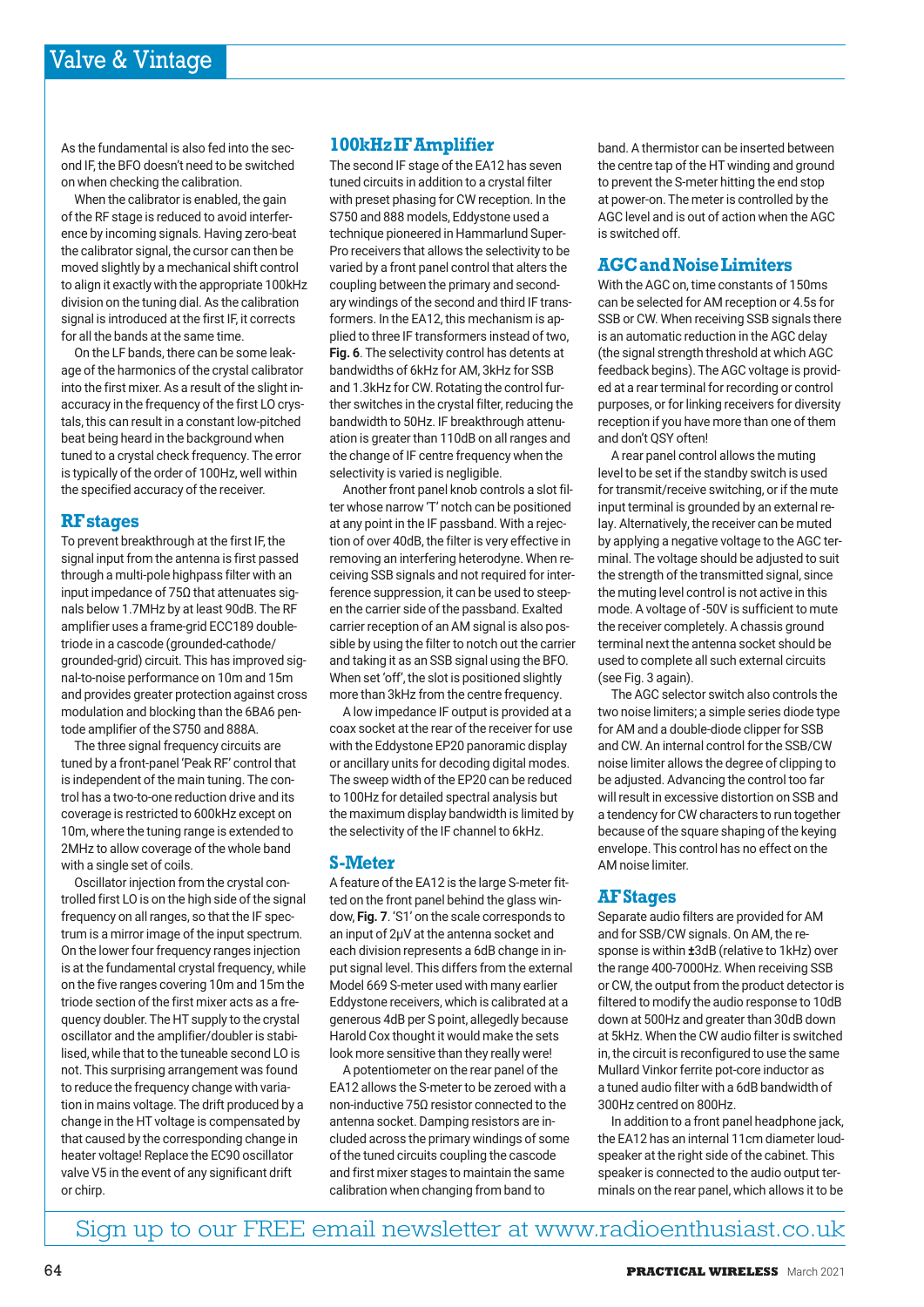As the fundamental is also fed into the second IF, the BFO doesn't need to be switched on when checking the calibration.

When the calibrator is enabled, the gain of the RF stage is reduced to avoid interference by incoming signals. Having zero-beat the calibrator signal, the cursor can then be moved slightly by a mechanical shift control to align it exactly with the appropriate 100kHz division on the tuning dial. As the calibration signal is introduced at the first IF, it corrects for all the bands at the same time.

On the LF bands, there can be some leakage of the harmonics of the crystal calibrator into the first mixer. As a result of the slight inaccuracy in the frequency of the first LO crystals, this can result in a constant low-pitched beat being heard in the background when tuned to a crystal check frequency. The error is typically of the order of 100Hz, well within the specified accuracy of the receiver.

## RF stages

To prevent breakthrough at the first IF, the signal input from the antenna is first passed through a multi-pole highpass filter with an input impedance of 75Ω that attenuates signals below 1.7MHz by at least 90dB. The RF amplifier uses a frame-grid ECC189 double-triode in a cascode (grounded-cathode/grounded-grid) circuit. This has improved signal-to-noise performance on 10m and 15m and provides greater protection against cross modulation and blocking than the 6BA6 pentode amplifier of the S750 and 888A.

The three signal frequency circuits are tuned by a front-panel 'Peak RF' control that is independent of the main tuning. The control has a two-to-one reduction drive and its coverage is restricted to 600kHz except on 10m, where the tuning range is extended to 2MHz to allow coverage of the whole band with a single set of coils.

Oscillator injection from the crystal controlled first LO is on the high side of the signal frequency on all ranges, so that the IF spectrum is a mirror image of the input spectrum. On the lower four frequency ranges injection is at the fundamental crystal frequency, while on the five ranges covering 10m and 15m the triode section of the first mixer acts as a frequency doubler. The HT supply to the crystal oscillator and the amplifier/doubler is stabilised, while that to the tuneable second LO is not. This surprising arrangement was found to reduce the frequency change with variation in mains voltage. The drift produced by a change in the HT voltage is compensated by that caused by the corresponding change in heater voltage! Replace the EC90 oscillator valve V5 in the event of any significant drift or chirp.

## 100kHz IF Amplifier

The second IF stage of the EA12 has seven tuned circuits in addition to a crystal filter with preset phasing for CW reception. In the S750 and 888 models, Eddystone used a technique pioneered in Hammarlund Super-Pro receivers that allows the selectivity to be varied by a front panel control that alters the coupling between the primary and secondary windings of the second and third IF transformers. In the EA12, this mechanism is applied to three IF transformers instead of two, **Fig. 6**. The selectivity control has detents at bandwidths of 6kHz for AM, 3kHz for SSB and 1.3kHz for CW. Rotating the control further switches in the crystal filter, reducing the bandwidth to 50Hz. IF breakthrough attenuation is greater than 110dB on all ranges and the change of IF centre frequency when the selectivity is varied is negligible.

Another front panel knob controls a slot filter whose narrow 'T' notch can be positioned at any point in the IF passband. With a rejection of over 40dB, the filter is very effective in removing an interfering heterodyne. When receiving SSB signals and not required for interference suppression, it can be used to steepen the carrier side of the passband. Exalted carrier reception of an AM signal is also possible by using the filter to notch out the carrier and taking it as an SSB signal using the BFO. When set 'off', the slot is positioned slightly more than 3kHz from the centre frequency.

A low impedance IF output is provided at a coax socket at the rear of the receiver for use with the Eddystone EP20 panoramic display or ancillary units for decoding digital modes. The sweep width of the EP20 can be reduced to 100Hz for detailed spectral analysis but the maximum display bandwidth is limited by the selectivity of the IF channel to 6kHz.

## S-Meter

A feature of the EA12 is the large S-meter fitted on the front panel behind the glass window, **Fig. 7**. 'S1' on the scale corresponds to an input of 2μV at the antenna socket and each division represents a 6dB change in input signal level. This differs from the external Model 669 S-meter used with many earlier Eddystone receivers, which is calibrated at a generous 4dB per S point, allegedly because Harold Cox thought it would make the sets look more sensitive than they really were!

A potentiometer on the rear panel of the EA12 allows the S-meter to be zeroed with a non-inductive 75Ω resistor connected to the antenna socket. Damping resistors are included across the primary windings of some of the tuned circuits coupling the cascode and first mixer stages to maintain the same calibration when changing from band to band. A thermistor can be inserted between the centre tap of the HT winding and ground to prevent the S-meter hitting the end stop at power-on. The meter is controlled by the AGC level and is out of action when the AGC is switched off.

## AGC and Noise Limiters

With the AGC on, time constants of 150ms can be selected for AM reception or 4.5s for SSB or CW. When receiving SSB signals there is an automatic reduction in the AGC delay (the signal strength threshold at which AGC feedback begins). The AGC voltage is provided at a rear terminal for recording or control purposes, or for linking receivers for diversity reception if you have more than one of them and don't QSY often!

A rear panel control allows the muting level to be set if the standby switch is used for transmit/receive switching, or if the mute input terminal is grounded by an external relay. Alternatively, the receiver can be muted by applying a negative voltage to the AGC terminal. The voltage should be adjusted to suit the strength of the transmitted signal, since the muting level control is not active in this mode. A voltage of -50V is sufficient to mute the receiver completely. A chassis ground terminal next the antenna socket should be used to complete all such external circuits (see Fig. 3 again).

The AGC selector switch also controls the two noise limiters; a simple series diode type for AM and a double-diode clipper for SSB and CW. An internal control for the SSB/CW noise limiter allows the degree of clipping to be adjusted. Advancing the control too far will result in excessive distortion on SSB and a tendency for CW characters to run together because of the square shaping of the keying envelope. This control has no effect on the AM noise limiter.

## AF Stages

Separate audio filters are provided for AM and for SSB/CW signals. On AM, the response is within ±3dB (relative to 1kHz) over the range 400-7000Hz. When receiving SSB or CW, the output from the product detector is filtered to modify the audio response to 10dB down at 500Hz and greater than 30dB down at 5kHz. When the CW audio filter is switched in, the circuit is reconfigured to use the same Mullard Vinkor ferrite pot-core inductor as a tuned audio filter with a 6dB bandwidth of 300Hz centred on 800Hz.

In addition to a front panel headphone jack, the EA12 has an internal 11cm diameter loudspeaker at the right side of the cabinet. This speaker is connected to the audio output terminals on the rear panel, which allows it to be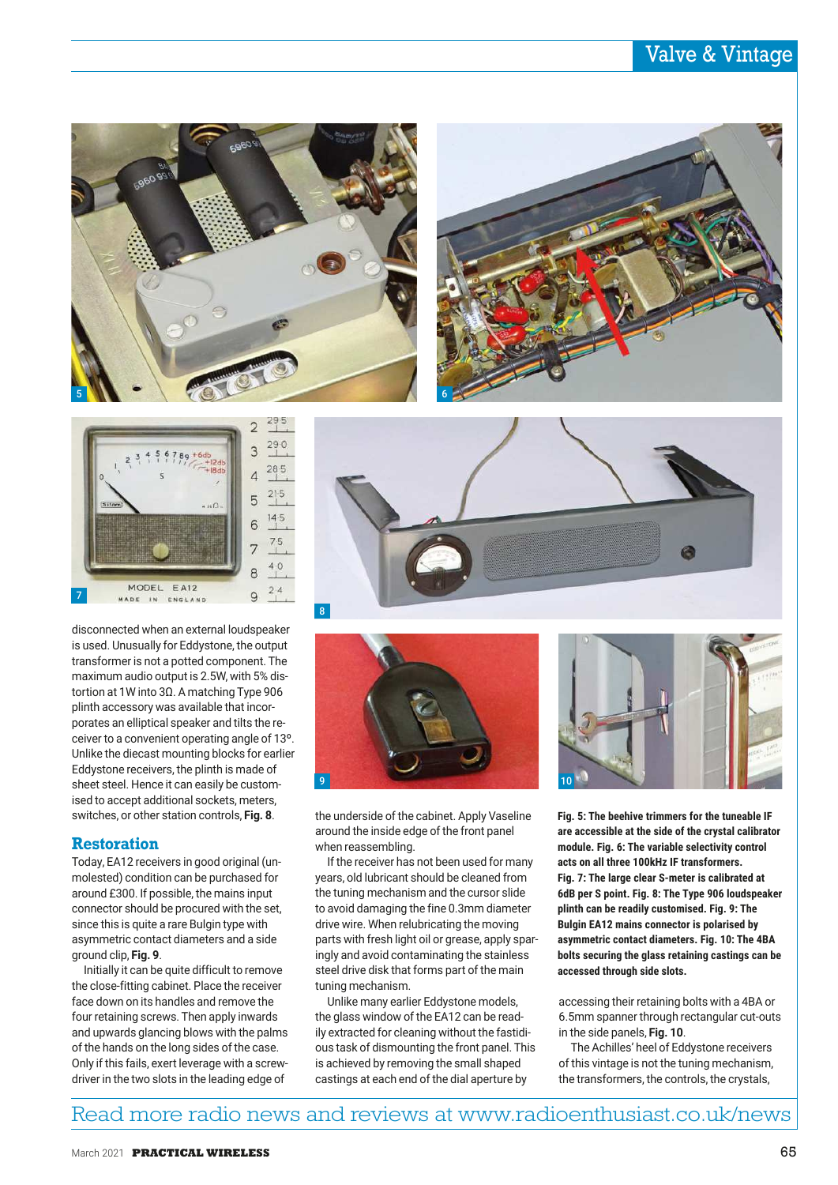disconnected when an external loudspeaker is used. Unusually for Eddystone, the output transformer is not a potted component. The maximum audio output is 2.5W, with 5% distortion at 1W into 3Ω. A matching Type 906 plinth accessory was available that incorporates an elliptical speaker and tilts the receiver to a convenient operating angle of 13º. Unlike the diecast mounting blocks for earlier Eddystone receivers, the plinth is made of sheet steel. Hence it can easily be customised to accept additional sockets, meters, switches, or other station controls, **Fig. 8**.

## Restoration

Today, EA12 receivers in good original (unmolested) condition can be purchased for around £300. If possible, the mains input connector should be procured with the set, since this is quite a rare Bulgin type with asymmetric contact diameters and a side ground clip, **Fig. 9**.

Initially it can be quite difficult to remove the close-fitting cabinet. Place the receiver face down on its handles and remove the four retaining screws. Then apply inwards and upwards glancing blows with the palms of the hands on the long sides of the case. Only if this fails, exert leverage with a screwdriver in the two slots in the leading edge of the underside of the cabinet. Apply Vaseline around the inside edge of the front panel when reassembling.

If the receiver has not been used for many years, old lubricant should be cleaned from the tuning mechanism and the cursor slide to avoid damaging the fine 0.3mm diameter drive wire. When relubricating the moving parts with fresh light oil or grease, apply sparingly and avoid contaminating the stainless steel drive disk that forms part of the main tuning mechanism.

Unlike many earlier Eddystone models, the glass window of the EA12 can be readily extracted for cleaning without the fastidious task of dismounting the front panel. This is achieved by removing the small shaped castings at each end of the dial aperture by accessing their retaining bolts with a 4BA or 6.5mm spanner through rectangular cut-outs in the side panels, **Fig. 10**.

The Achilles' heel of Eddystone receivers of this vintage is not the tuning mechanism, the transformers, the controls, the crystals,

**Fig. 5: The beehive trimmers for the tuneable IF are accessible at the side of the crystal calibrator module. Fig. 6: The variable selectivity control acts on all three 100kHz IF transformers. Fig. 7: The large clear S-meter is calibrated at 6dB per S point. Fig. 8: The Type 906 loudspeaker plinth can be readily customised. Fig. 9: The Bulgin EA12 mains connector is polarised by asymmetric contact diameters. Fig. 10: The 4BA bolts securing the glass retaining castings can be accessed through side slots.**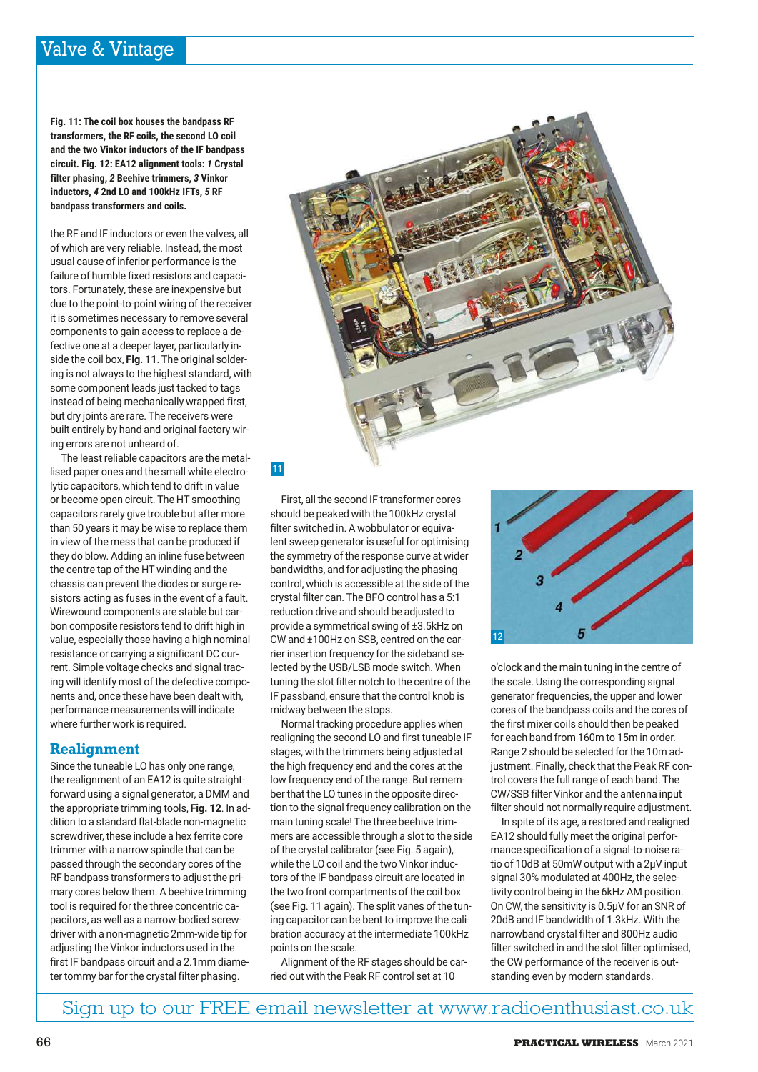**Fig. 11: The coil box houses the bandpass RF transformers, the RF coils, the second LO coil and the two Vinkor inductors of the IF bandpass circuit. Fig. 12: EA12 alignment tools: *1* Crystal filter phasing, *2* Beehive trimmers, *3* Vinkor inductors, *4* 2nd LO and 100kHz IFTs, *5* RF bandpass transformers and coils.**

the RF and IF inductors or even the valves, all of which are very reliable. Instead, the most usual cause of inferior performance is the failure of humble fixed resistors and capacitors. Fortunately, these are inexpensive but due to the point-to-point wiring of the receiver it is sometimes necessary to remove several components to gain access to replace a defective one at a deeper layer, particularly inside the coil box, **Fig. 11**. The original soldering is not always to the highest standard, with some component leads just tacked to tags instead of being mechanically wrapped first, but dry joints are rare. The receivers were built entirely by hand and original factory wiring errors are not unheard of.

The least reliable capacitors are the metallised paper ones and the small white electrolytic capacitors, which tend to drift in value or become open circuit. The HT smoothing capacitors rarely give trouble but after more than 50 years it may be wise to replace them in view of the mess that can be produced if they do blow. Adding an inline fuse between the centre tap of the HT winding and the chassis can prevent the diodes or surge resistors acting as fuses in the event of a fault. Wirewound components are stable but carbon composite resistors tend to drift high in value, especially those having a high nominal resistance or carrying a significant DC current. Simple voltage checks and signal tracing will identify most of the defective components and, once these have been dealt with, performance measurements will indicate where further work is required.

## Realignment

Since the tuneable LO has only one range, the realignment of an EA12 is quite straightforward using a signal generator, a DMM and the appropriate trimming tools, **Fig. 12**. In addition to a standard flat-blade non-magnetic screwdriver, these include a hex ferrite core trimmer with a narrow spindle that can be passed through the secondary cores of the RF bandpass transformers to adjust the primary cores below them. A beehive trimming tool is required for the three concentric capacitors, as well as a narrow-bodied screwdriver with a non-magnetic 2mm-wide tip for adjusting the Vinkor inductors used in the first IF bandpass circuit and a 2.1mm diameter tommy bar for the crystal filter phasing.

First, all the second IF transformer cores should be peaked with the 100kHz crystal filter switched in. A wobbulator or equivalent sweep generator is useful for optimising the symmetry of the response curve at wider bandwidths, and for adjusting the phasing control, which is accessible at the side of the crystal filter can. The BFO control has a 5:1 reduction drive and should be adjusted to provide a symmetrical swing of ±3.5kHz on CW and ±100Hz on SSB, centred on the carrier insertion frequency for the sideband selected by the USB/LSB mode switch. When tuning the slot filter notch to the centre of the IF passband, ensure that the control knob is midway between the stops.

Normal tracking procedure applies when realigning the second LO and first tuneable IF stages, with the trimmers being adjusted at the high frequency end and the cores at the low frequency end of the range. But remember that the LO tunes in the opposite direction to the signal frequency calibration on the main tuning scale! The three beehive trimmers are accessible through a slot to the side of the crystal calibrator (see Fig. 5 again), while the IF LO coil and the two Vinkor inductors of the IF bandpass circuit are located in the two front compartments of the coil box (see Fig. 11 again). The split vanes of the tuning capacitor can be bent to improve the calibration accuracy at the intermediate 100kHz points on the scale.

Alignment of the RF stages should be carried out with the Peak RF control set at 10 o'clock and the main tuning in the centre of the scale. Using the corresponding signal generator frequencies, the upper and lower cores of the bandpass coils and the cores of the first mixer coils should then be peaked for each band from 160m to 15m in order. Range 2 should be selected for the 10m adjustment. Finally, check that the Peak RF control covers the full range of each band. The CW/SSB filter Vinkor and the antenna input filter should not normally require adjustment.

In spite of its age, a restored and realigned EA12 should fully meet the original performance specification of a signal-to-noise ratio of 10dB at 50mW output with a 2μV input signal 30% modulated at 400Hz, the selectivity control being in the 6kHz AM position. On CW, the sensitivity is 0.5μV for an SNR of 20dB and IF bandwidth of 1.3kHz. With the narrowband crystal filter and 800Hz audio filter switched in and the slot filter optimised, the CW performance of the receiver is outstanding even by modern standards.

Sign up to our FREE email newsletter at www.radioenthusiast.co.uk